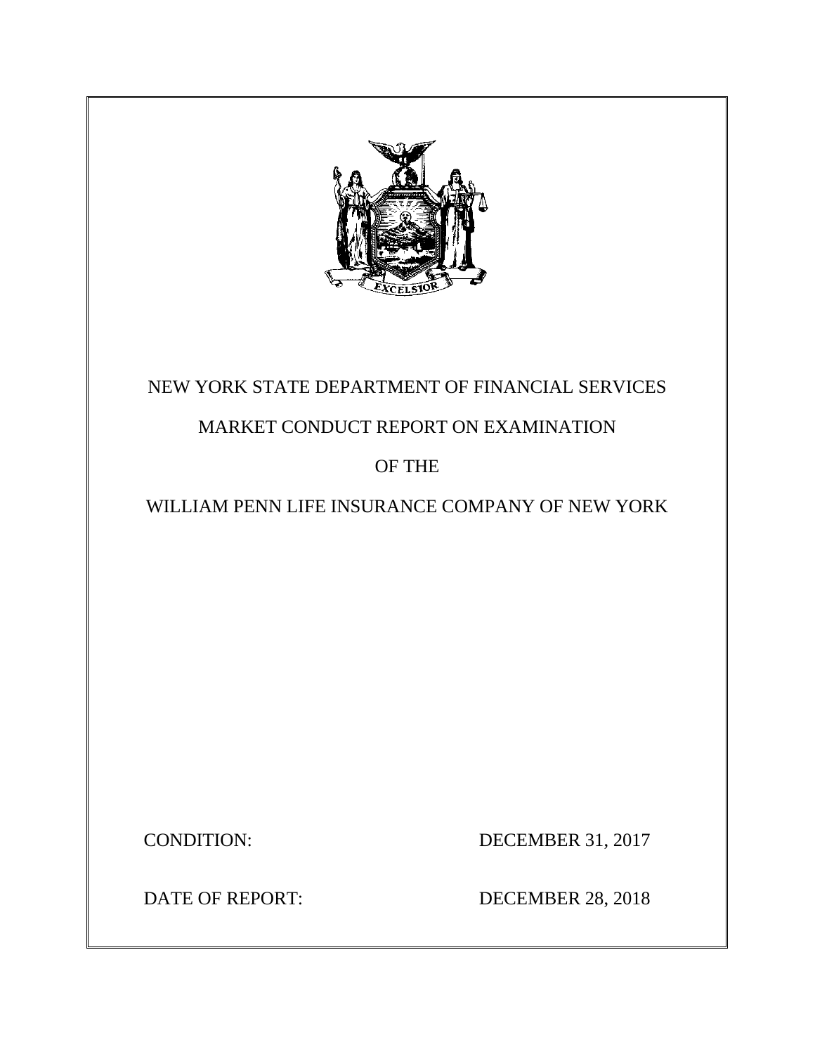NEW YORK STATE DEPARTMENT OF FINANCIAL SERVICES

MARKET CONDUCT REPORT ON EXAMINATION

OF THE

WILLIAM PENN LIFE INSURANCE COMPANY OF NEW YORK

CONDITION: DECEMBER 31, 2017

DATE OF REPORT: DECEMBER 28, 2018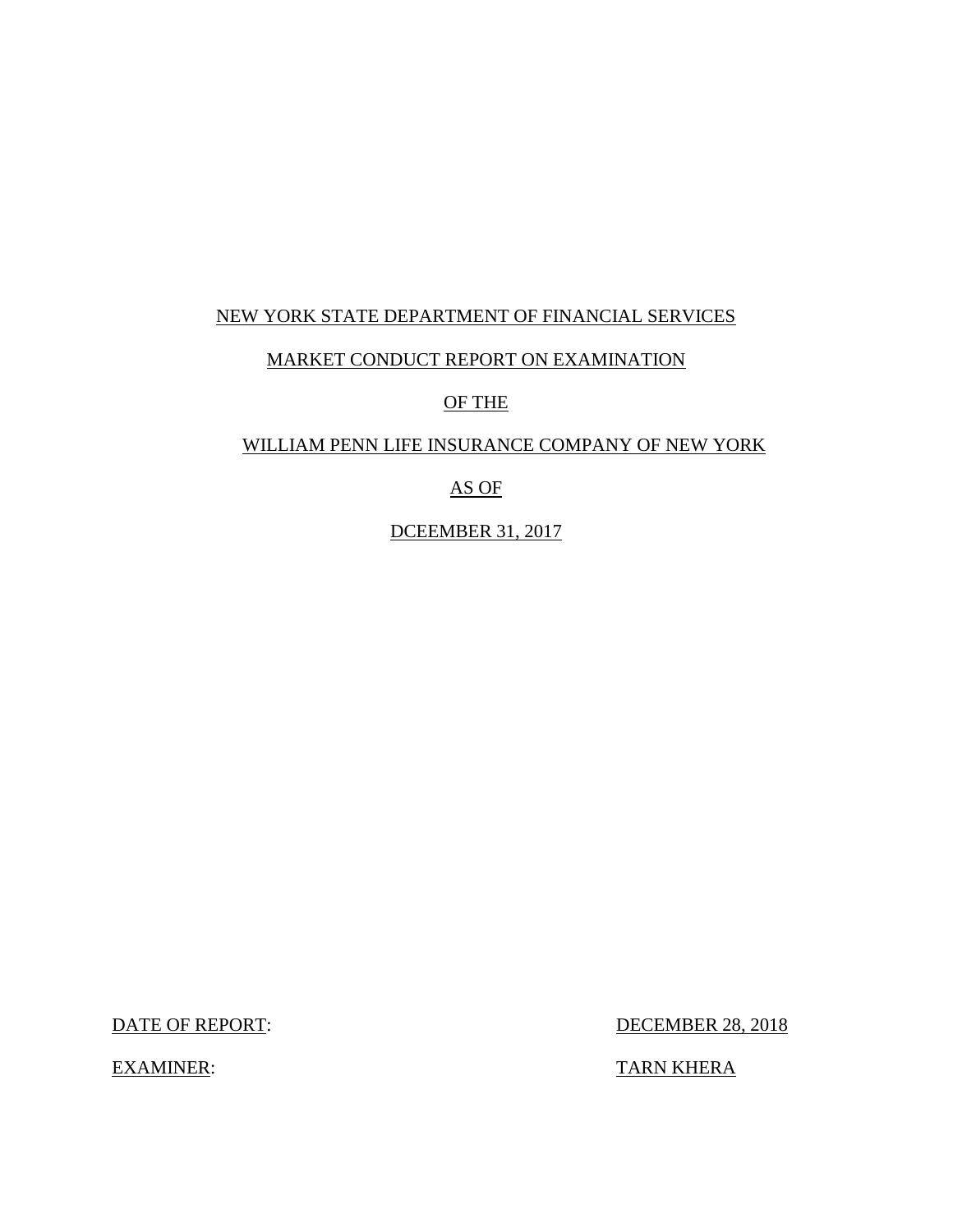NEW YORK STATE DEPARTMENT OF FINANCIAL SERVICES

MARKET CONDUCT REPORT ON EXAMINATION

OF THE

WILLIAM PENN LIFE INSURANCE COMPANY OF NEW YORK

AS OF

DCEEMBER 31, 2017

DATE OF REPORT: DECEMBER 28, 2018

EXAMINER: TARN KHERA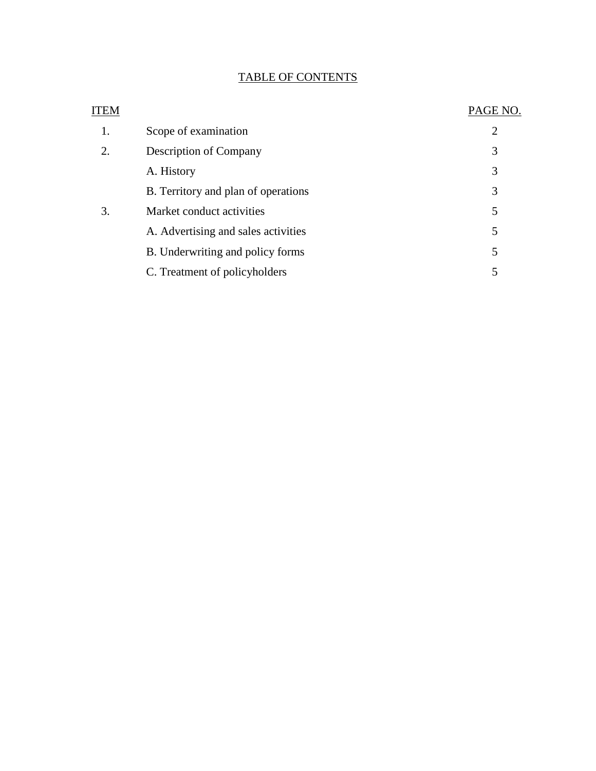# TABLE OF CONTENTS

| ITEM | | PAGE NO. |
|---|---|---|
| 1. | Scope of examination | 2 |
| 2. | Description of Company | 3 |
| | A. History | 3 |
| | B. Territory and plan of operations | 3 |
| 3. | Market conduct activities | 5 |
| | A. Advertising and sales activities | 5 |
| | B. Underwriting and policy forms | 5 |
| | C. Treatment of policyholders | 5 |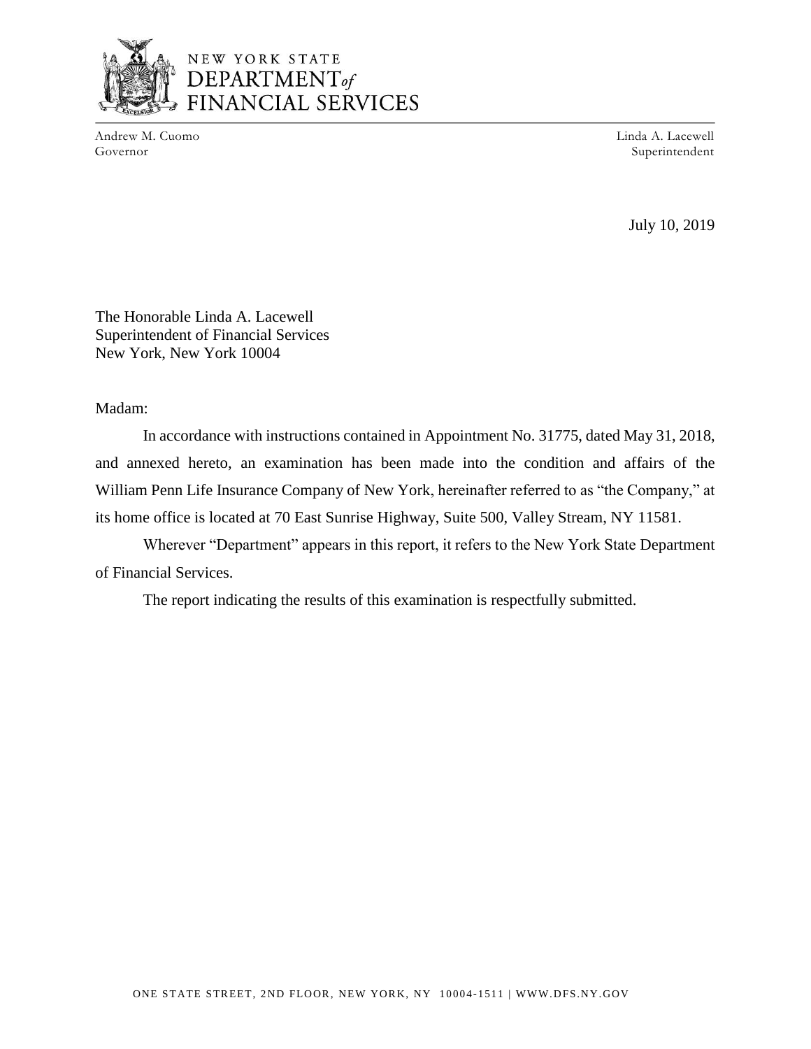NEW YORK STATE
DEPARTMENT *of*
FINANCIAL SERVICES

Andrew M. Cuomo
Governor

Linda A. Lacewell
Superintendent

July 10, 2019

The Honorable Linda A. Lacewell
Superintendent of Financial Services
New York, New York 10004

Madam:

In accordance with instructions contained in Appointment No. 31775, dated May 31, 2018, and annexed hereto, an examination has been made into the condition and affairs of the William Penn Life Insurance Company of New York, hereinafter referred to as "the Company," at its home office is located at 70 East Sunrise Highway, Suite 500, Valley Stream, NY 11581.

Wherever "Department" appears in this report, it refers to the New York State Department of Financial Services.

The report indicating the results of this examination is respectfully submitted.

ONE STATE STREET, 2ND FLOOR, NEW YORK, NY 10004-1511 | WWW.DFS.NY.GOV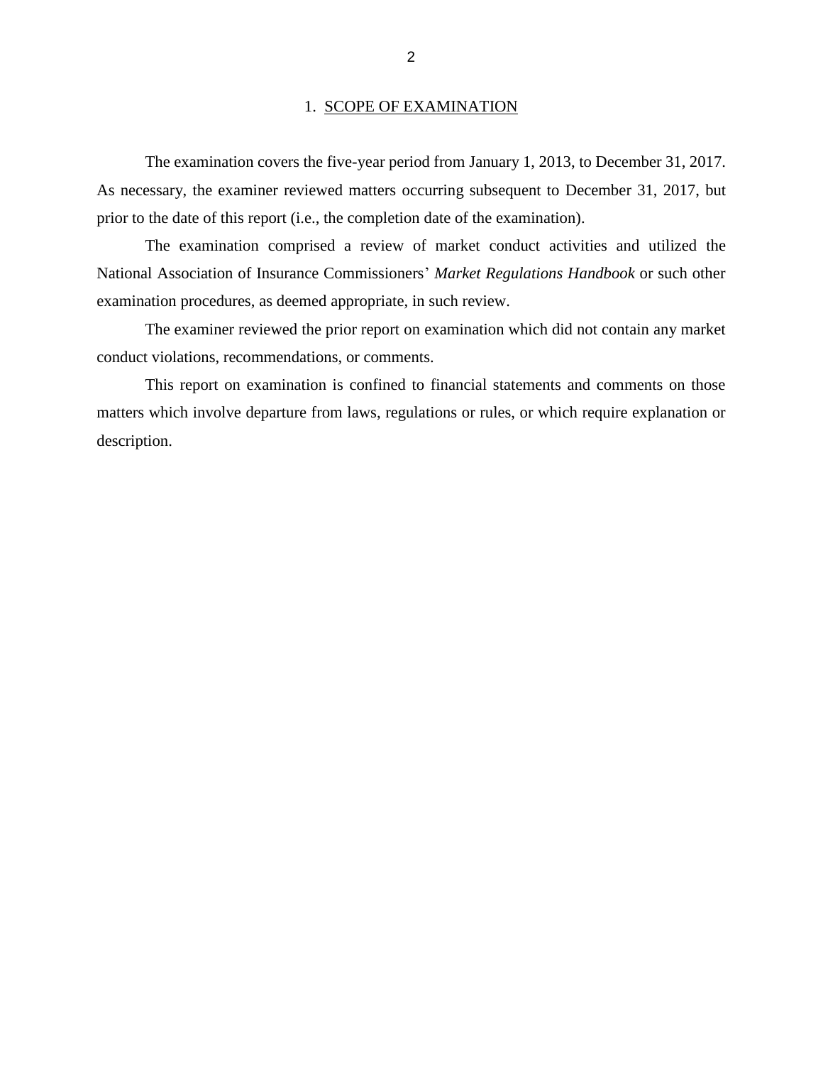## 1. SCOPE OF EXAMINATION

The examination covers the five-year period from January 1, 2013, to December 31, 2017. As necessary, the examiner reviewed matters occurring subsequent to December 31, 2017, but prior to the date of this report (i.e., the completion date of the examination).

The examination comprised a review of market conduct activities and utilized the National Association of Insurance Commissioners' *Market Regulations Handbook* or such other examination procedures, as deemed appropriate, in such review.

The examiner reviewed the prior report on examination which did not contain any market conduct violations, recommendations, or comments.

This report on examination is confined to financial statements and comments on those matters which involve departure from laws, regulations or rules, or which require explanation or description.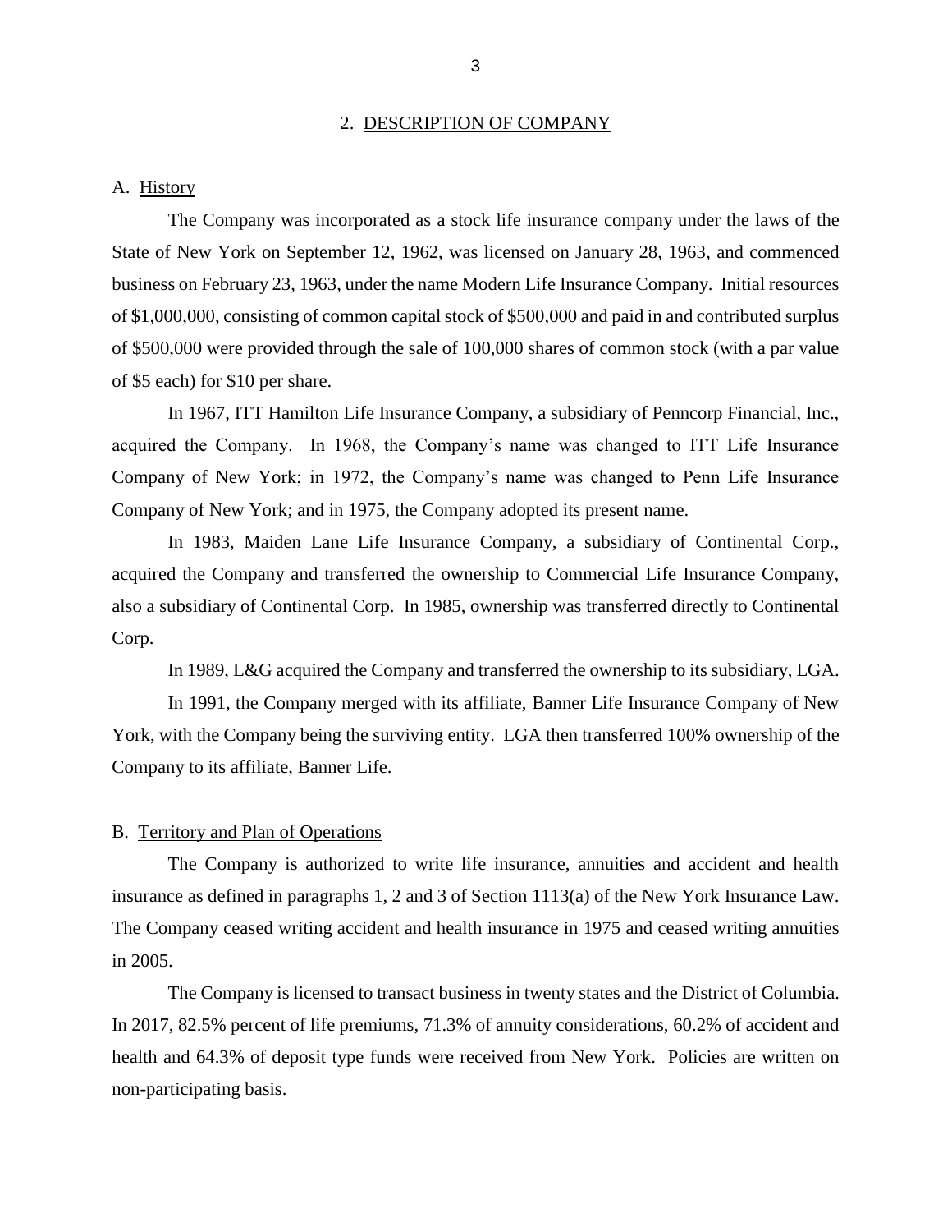## 2. DESCRIPTION OF COMPANY

### A. History

The Company was incorporated as a stock life insurance company under the laws of the State of New York on September 12, 1962, was licensed on January 28, 1963, and commenced business on February 23, 1963, under the name Modern Life Insurance Company. Initial resources of $1,000,000, consisting of common capital stock of $500,000 and paid in and contributed surplus of $500,000 were provided through the sale of 100,000 shares of common stock (with a par value of $5 each) for $10 per share.

In 1967, ITT Hamilton Life Insurance Company, a subsidiary of Penncorp Financial, Inc., acquired the Company. In 1968, the Company's name was changed to ITT Life Insurance Company of New York; in 1972, the Company's name was changed to Penn Life Insurance Company of New York; and in 1975, the Company adopted its present name.

In 1983, Maiden Lane Life Insurance Company, a subsidiary of Continental Corp., acquired the Company and transferred the ownership to Commercial Life Insurance Company, also a subsidiary of Continental Corp. In 1985, ownership was transferred directly to Continental Corp.

In 1989, L&G acquired the Company and transferred the ownership to its subsidiary, LGA.

In 1991, the Company merged with its affiliate, Banner Life Insurance Company of New York, with the Company being the surviving entity. LGA then transferred 100% ownership of the Company to its affiliate, Banner Life.

### B. Territory and Plan of Operations

The Company is authorized to write life insurance, annuities and accident and health insurance as defined in paragraphs 1, 2 and 3 of Section 1113(a) of the New York Insurance Law. The Company ceased writing accident and health insurance in 1975 and ceased writing annuities in 2005.

The Company is licensed to transact business in twenty states and the District of Columbia. In 2017, 82.5% percent of life premiums, 71.3% of annuity considerations, 60.2% of accident and health and 64.3% of deposit type funds were received from New York. Policies are written on non-participating basis.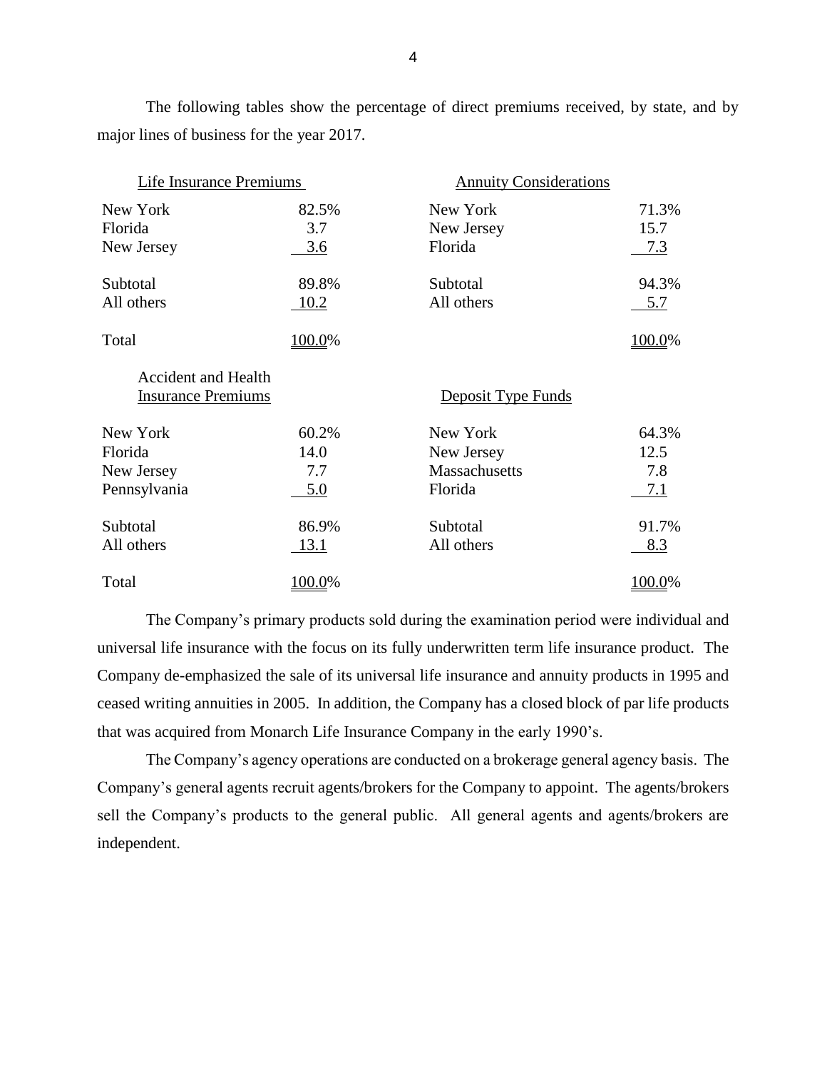The following tables show the percentage of direct premiums received, by state, and by major lines of business for the year 2017.

| Life Insurance Premiums | | Annuity Considerations | |
|---|---|---|---|
| New York | 82.5% | New York | 71.3% |
| Florida | 3.7 | New Jersey | 15.7 |
| New Jersey | 3.6 | Florida | 7.3 |
| Subtotal | 89.8% | Subtotal | 94.3% |
| All others | 10.2 | All others | 5.7 |
| Total | 100.0% | | 100.0% |

| Accident and Health Insurance Premiums | | Deposit Type Funds | |
|---|---|---|---|
| New York | 60.2% | New York | 64.3% |
| Florida | 14.0 | New Jersey | 12.5 |
| New Jersey | 7.7 | Massachusetts | 7.8 |
| Pennsylvania | 5.0 | Florida | 7.1 |
| Subtotal | 86.9% | Subtotal | 91.7% |
| All others | 13.1 | All others | 8.3 |
| Total | 100.0% | | 100.0% |

The Company's primary products sold during the examination period were individual and universal life insurance with the focus on its fully underwritten term life insurance product. The Company de-emphasized the sale of its universal life insurance and annuity products in 1995 and ceased writing annuities in 2005. In addition, the Company has a closed block of par life products that was acquired from Monarch Life Insurance Company in the early 1990's.

The Company's agency operations are conducted on a brokerage general agency basis. The Company's general agents recruit agents/brokers for the Company to appoint. The agents/brokers sell the Company's products to the general public. All general agents and agents/brokers are independent.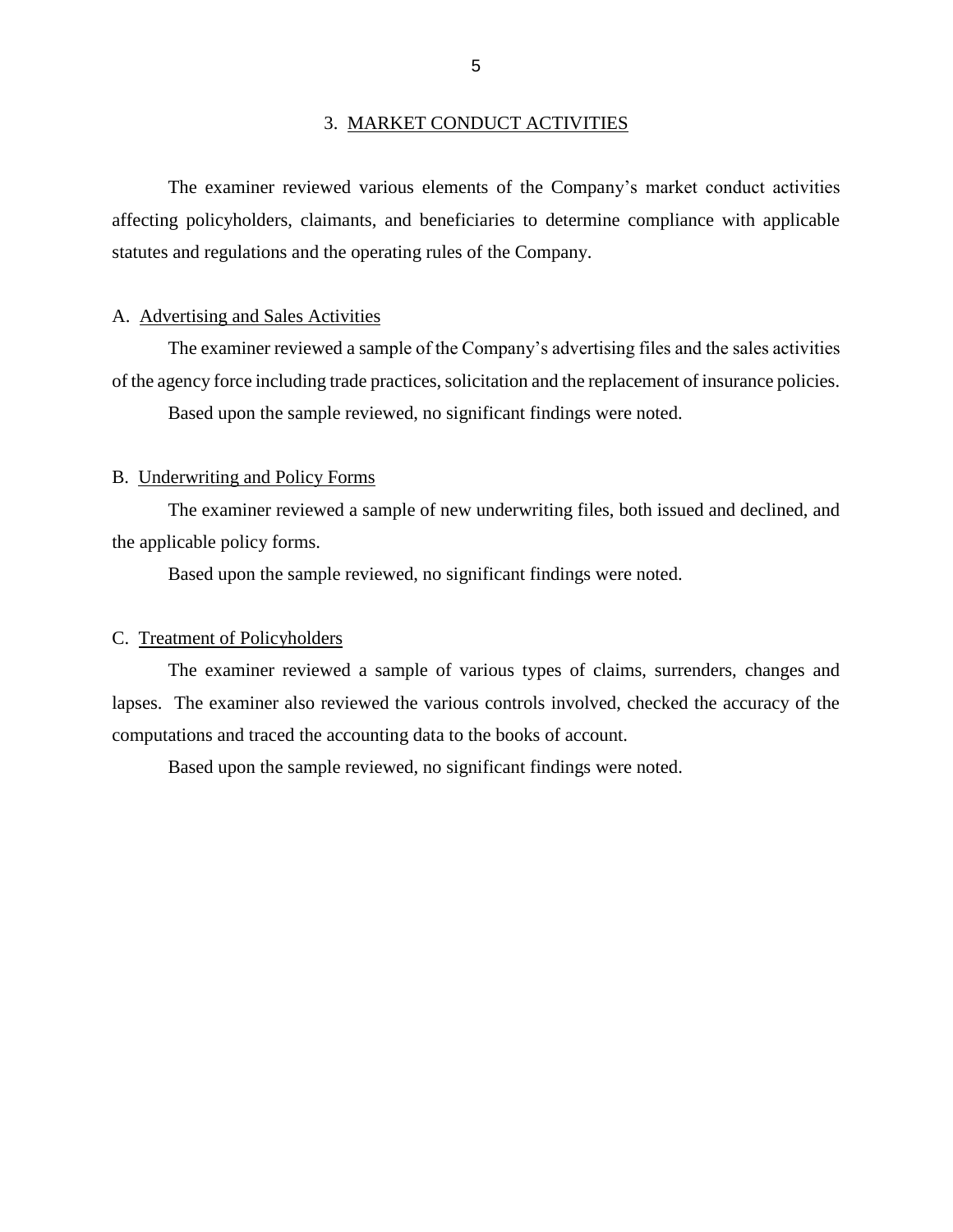## 3. MARKET CONDUCT ACTIVITIES

The examiner reviewed various elements of the Company's market conduct activities affecting policyholders, claimants, and beneficiaries to determine compliance with applicable statutes and regulations and the operating rules of the Company.

### A. Advertising and Sales Activities

The examiner reviewed a sample of the Company's advertising files and the sales activities of the agency force including trade practices, solicitation and the replacement of insurance policies.

Based upon the sample reviewed, no significant findings were noted.

### B. Underwriting and Policy Forms

The examiner reviewed a sample of new underwriting files, both issued and declined, and the applicable policy forms.

Based upon the sample reviewed, no significant findings were noted.

### C. Treatment of Policyholders

The examiner reviewed a sample of various types of claims, surrenders, changes and lapses. The examiner also reviewed the various controls involved, checked the accuracy of the computations and traced the accounting data to the books of account.

Based upon the sample reviewed, no significant findings were noted.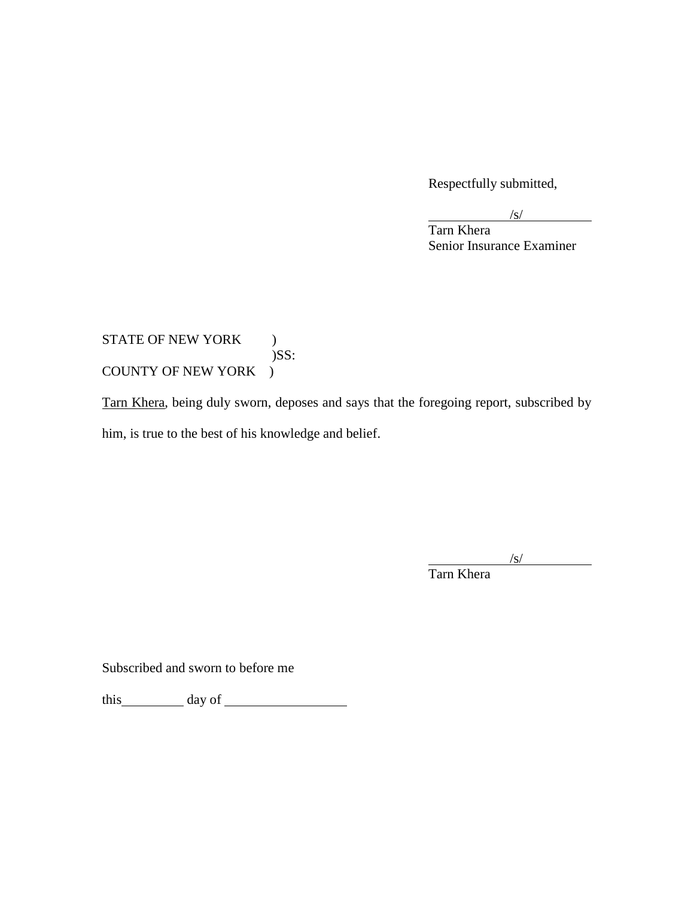Respectfully submitted,

/s/
Tarn Khera
Senior Insurance Examiner

STATE OF NEW YORK )
)SS:
COUNTY OF NEW YORK )

Tarn Khera, being duly sworn, deposes and says that the foregoing report, subscribed by him, is true to the best of his knowledge and belief.

/s/
Tarn Khera

Subscribed and sworn to before me

this__________ day of ____________________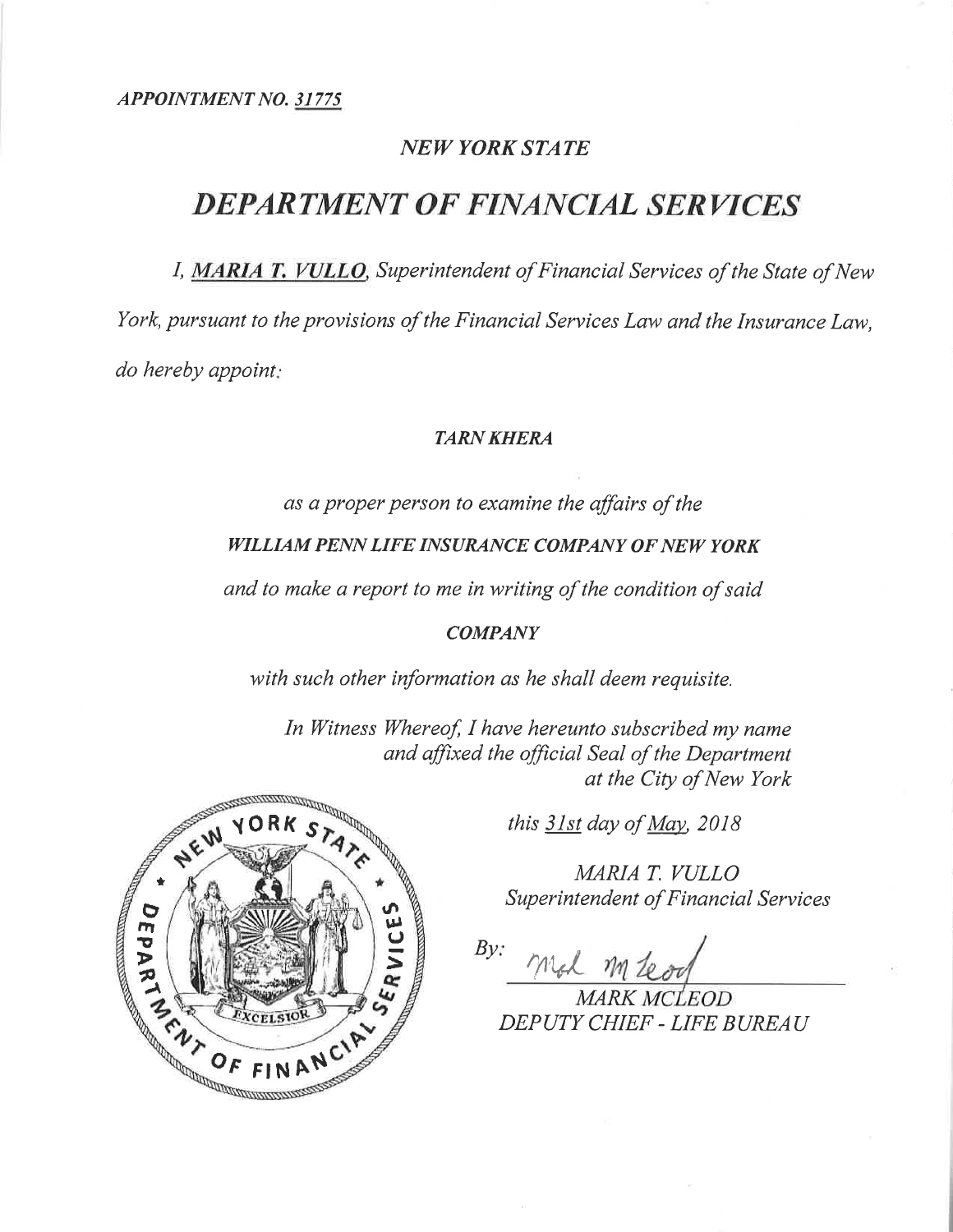*APPOINTMENT NO. 31775*

*NEW YORK STATE*

# *DEPARTMENT OF FINANCIAL SERVICES*

*I, **MARIA T. VULLO**, Superintendent of Financial Services of the State of New York, pursuant to the provisions of the Financial Services Law and the Insurance Law, do hereby appoint:*

*TARN KHERA*

*as a proper person to examine the affairs of the*

*WILLIAM PENN LIFE INSURANCE COMPANY OF NEW YORK*

*and to make a report to me in writing of the condition of said*

*COMPANY*

*with such other information as he shall deem requisite.*

*In Witness Whereof, I have hereunto subscribed my name and affixed the official Seal of the Department at the City of New York*

*this 31st day of May, 2018*

*MARIA T. VULLO*
*Superintendent of Financial Services*

*By:* Mark McLeod

*MARK MCLEOD*
*DEPUTY CHIEF - LIFE BUREAU*

NEW YORK STATE DEPARTMENT OF FINANCIAL SERVICES
EXCELSIOR